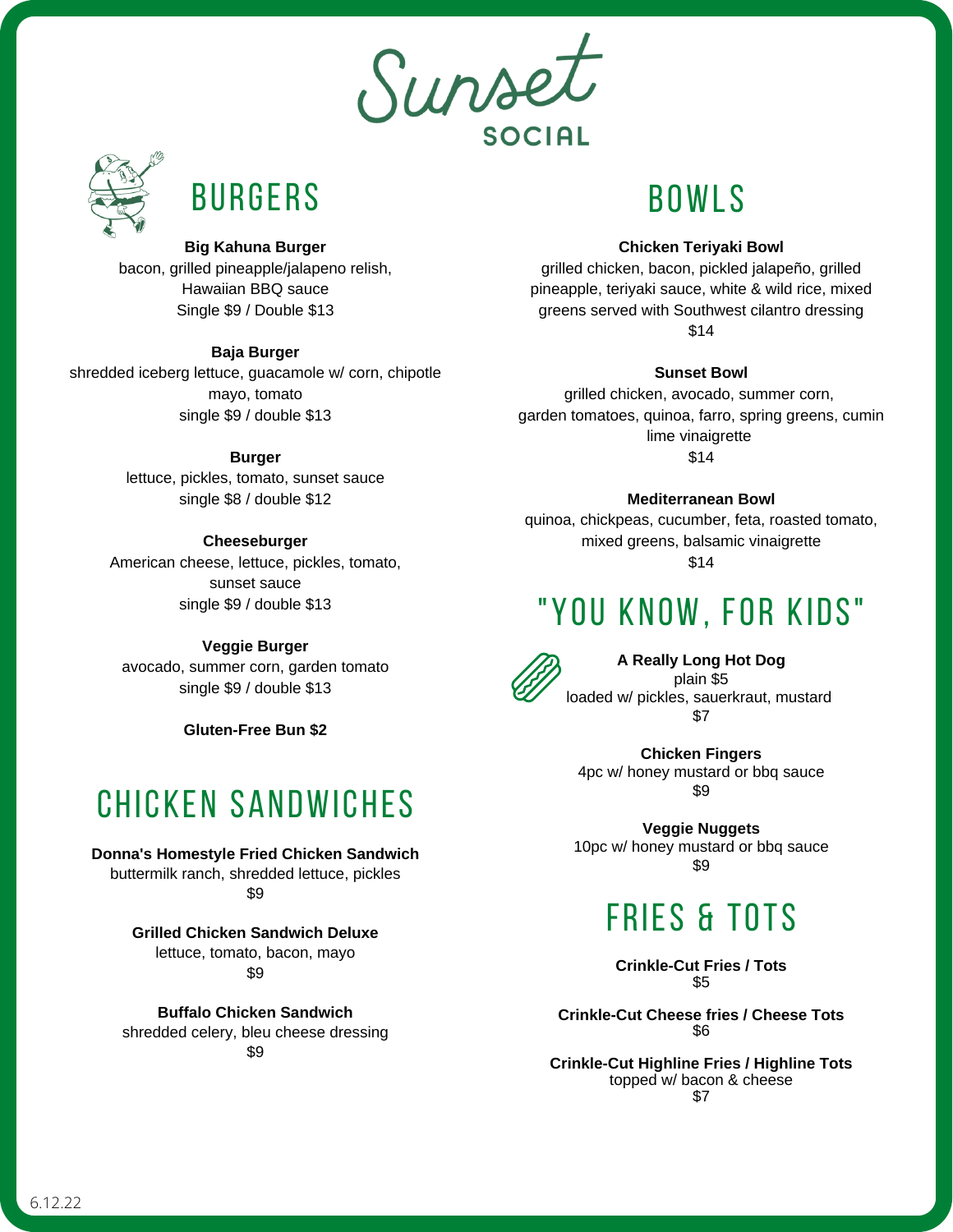# Sunset SOCIAL

## BURGERS

**Big Kahuna Burger**
bacon, grilled pineapple/jalapeno relish, Hawaiian BBQ sauce
Single $9 / Double $13

**Baja Burger**
shredded iceberg lettuce, guacamole w/ corn, chipotle mayo, tomato
single $9 / double $13

**Burger**
lettuce, pickles, tomato, sunset sauce
single $8 / double $12

**Cheeseburger**
American cheese, lettuce, pickles, tomato, sunset sauce
single $9 / double $13

**Veggie Burger**
avocado, summer corn, garden tomato
single $9 / double $13

**Gluten-Free Bun $2**

## CHICKEN SANDWICHES

**Donna's Homestyle Fried Chicken Sandwich**
buttermilk ranch, shredded lettuce, pickles
$9

**Grilled Chicken Sandwich Deluxe**
lettuce, tomato, bacon, mayo
$9

**Buffalo Chicken Sandwich**
shredded celery, bleu cheese dressing
$9

## BOWLS

**Chicken Teriyaki Bowl**
grilled chicken, bacon, pickled jalapeño, grilled pineapple, teriyaki sauce, white & wild rice, mixed greens served with Southwest cilantro dressing
$14

**Sunset Bowl**
grilled chicken, avocado, summer corn, garden tomatoes, quinoa, farro, spring greens, cumin lime vinaigrette
$14

**Mediterranean Bowl**
quinoa, chickpeas, cucumber, feta, roasted tomato, mixed greens, balsamic vinaigrette
$14

## "YOU KNOW, FOR KIDS"

**A Really Long Hot Dog**
plain $5
loaded w/ pickles, sauerkraut, mustard
$7

**Chicken Fingers**
4pc w/ honey mustard or bbq sauce
$9

**Veggie Nuggets**
10pc w/ honey mustard or bbq sauce
$9

## FRIES & TOTS

**Crinkle-Cut Fries / Tots**
$5

**Crinkle-Cut Cheese fries / Cheese Tots**
$6

**Crinkle-Cut Highline Fries / Highline Tots**
topped w/ bacon & cheese
$7

6.12.22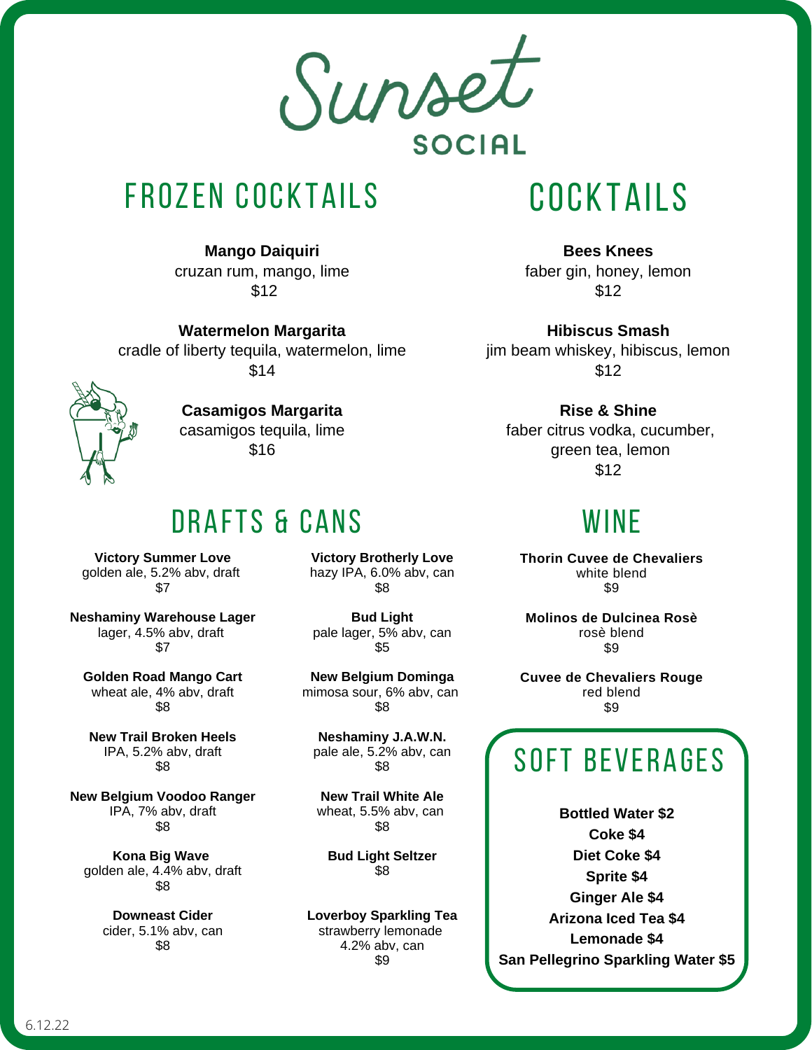# Sunset SOCIAL

## FROZEN COCKTAILS

**Mango Daiquiri**
cruzan rum, mango, lime
$12

**Watermelon Margarita**
cradle of liberty tequila, watermelon, lime
$14

**Casamigos Margarita**
casamigos tequila, lime
$16

## COCKTAILS

**Bees Knees**
faber gin, honey, lemon
$12

**Hibiscus Smash**
jim beam whiskey, hibiscus, lemon
$12

**Rise & Shine**
faber citrus vodka, cucumber, green tea, lemon
$12

## DRAFTS & CANS

**Victory Summer Love**
golden ale, 5.2% abv, draft
$7

**Neshaminy Warehouse Lager**
lager, 4.5% abv, draft
$7

**Golden Road Mango Cart**
wheat ale, 4% abv, draft
$8

**New Trail Broken Heels**
IPA, 5.2% abv, draft
$8

**New Belgium Voodoo Ranger**
IPA, 7% abv, draft
$8

**Kona Big Wave**
golden ale, 4.4% abv, draft
$8

**Downeast Cider**
cider, 5.1% abv, can
$8

**Victory Brotherly Love**
hazy IPA, 6.0% abv, can
$8

**Bud Light**
pale lager, 5% abv, can
$5

**New Belgium Dominga**
mimosa sour, 6% abv, can
$8

**Neshaminy J.A.W.N.**
pale ale, 5.2% abv, can
$8

**New Trail White Ale**
wheat, 5.5% abv, can
$8

**Bud Light Seltzer**
$8

**Loverboy Sparkling Tea**
strawberry lemonade
4.2% abv, can
$9

## WINE

**Thorin Cuvee de Chevaliers**
white blend
$9

**Molinos de Dulcinea Rosè**
rosè blend
$9

**Cuvee de Chevaliers Rouge**
red blend
$9

## SOFT BEVERAGES

**Bottled Water $2**
**Coke $4**
**Diet Coke $4**
**Sprite $4**
**Ginger Ale $4**
**Arizona Iced Tea $4**
**Lemonade $4**
**San Pellegrino Sparkling Water $5**

6.12.22